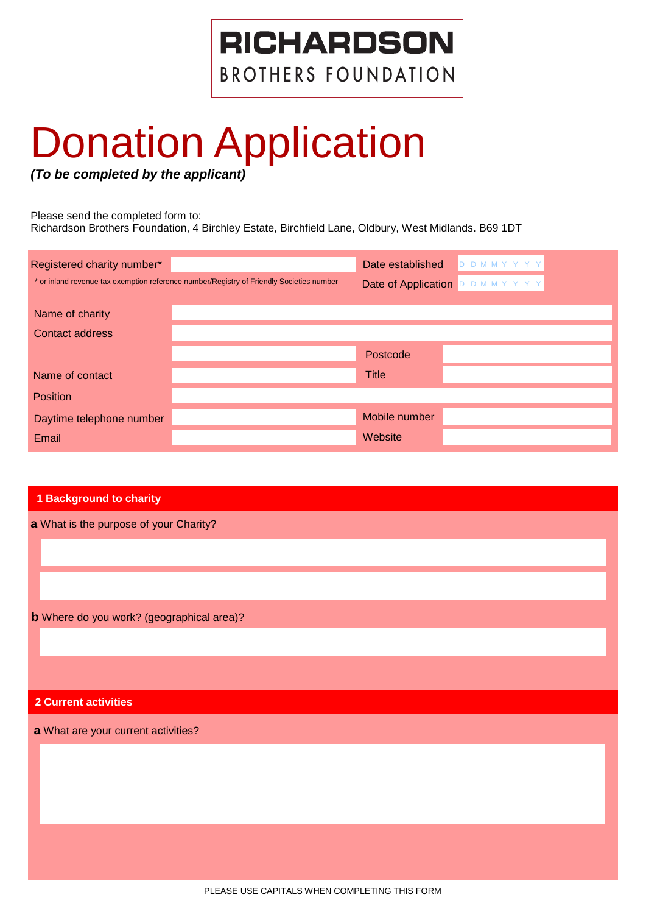**RICHARDSON**
BROTHERS FOUNDATION

# Donation Application

***(To be completed by the applicant)***

Please send the completed form to:
Richardson Brothers Foundation, 4 Birchley Estate, Birchfield Lane, Oldbury, West Midlands. B69 1DT

| | | | |
|---|---|---|---|
| Registered charity number* | | Date established | D D M M Y Y Y Y |
| * or inland revenue tax exemption reference number/Registry of Friendly Societies number | | Date of Application | D D M M Y Y Y Y |
| Name of charity | | | |
| Contact address | | | |
| | | Postcode | |
| Name of contact | | Title | |
| Position | | | |
| Daytime telephone number | | Mobile number | |
| Email | | Website | |

## 1 Background to charity

**a** What is the purpose of your Charity?

**b** Where do you work? (geographical area)?

## 2 Current activities

**a** What are your current activities?

PLEASE USE CAPITALS WHEN COMPLETING THIS FORM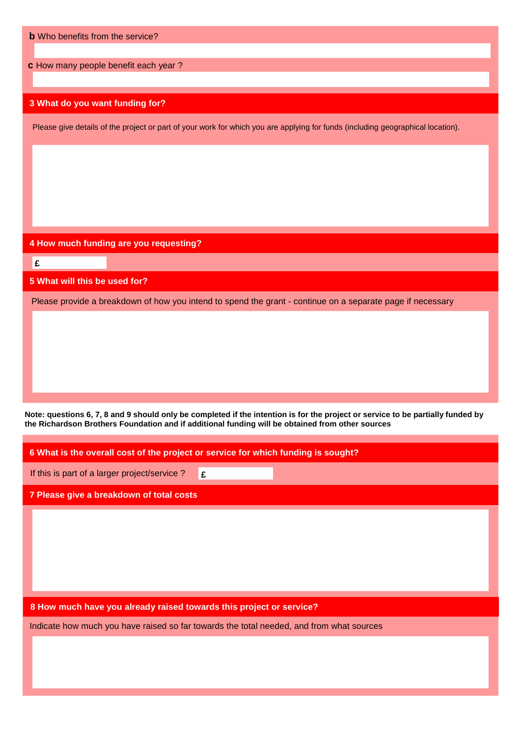**b** Who benefits from the service?

**c** How many people benefit each year ?

## 3 What do you want funding for?

Please give details of the project or part of your work for which you are applying for funds (including geographical location).

## 4 How much funding are you requesting?

**£**

## 5 What will this be used for?

Please provide a breakdown of how you intend to spend the grant - continue on a separate page if necessary

**Note: questions 6, 7, 8 and 9 should only be completed if the intention is for the project or service to be partially funded by the Richardson Brothers Foundation and if additional funding will be obtained from other sources**

## 6 What is the overall cost of the project or service for which funding is sought?

If this is part of a larger project/service ? **£**

## 7 Please give a breakdown of total costs

## 8 How much have you already raised towards this project or service?

Indicate how much you have raised so far towards the total needed, and from what sources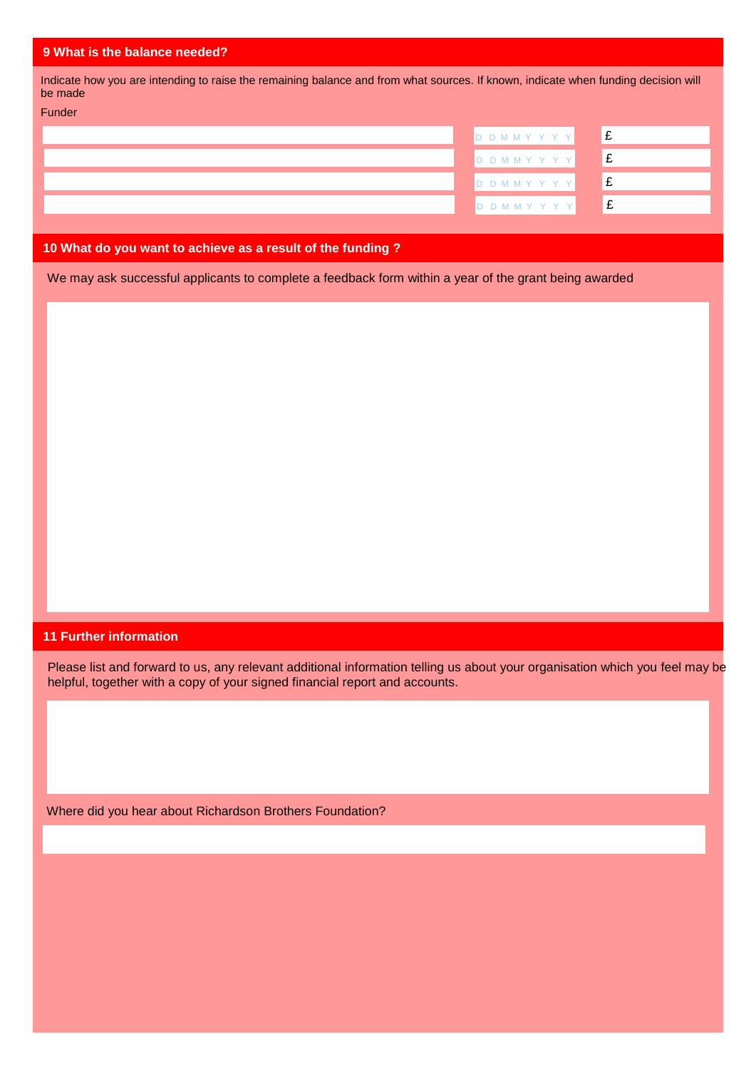## 9 What is the balance needed?

Indicate how you are intending to raise the remaining balance and from what sources. If known, indicate when funding decision will be made

| Funder | | |
|---|---|---|
| | D D M M Y Y Y Y | £ |
| | D D M M Y Y Y Y | £ |
| | D D M M Y Y Y Y | £ |
| | D D M M Y Y Y Y | £ |

## 10 What do you want to achieve as a result of the funding ?

We may ask successful applicants to complete a feedback form within a year of the grant being awarded

## 11 Further information

Please list and forward to us, any relevant additional information telling us about your organisation which you feel may be helpful, together with a copy of your signed financial report and accounts.

Where did you hear about Richardson Brothers Foundation?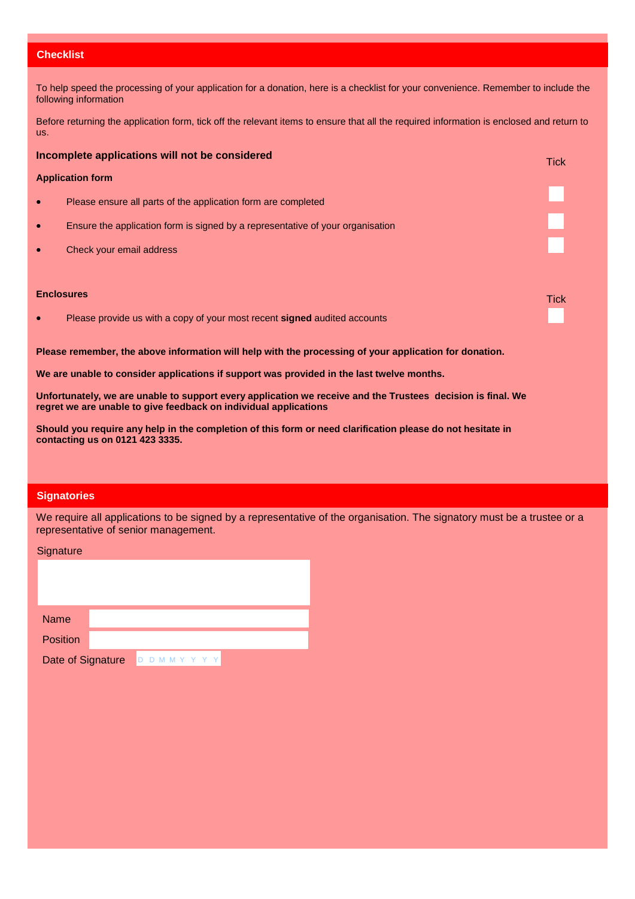## Checklist

To help speed the processing of your application for a donation, here is a checklist for your convenience. Remember to include the following information

Before returning the application form, tick off the relevant items to ensure that all the required information is enclosed and return to us.

### Incomplete applications will not be considered

**Application form**

| | Tick |
|---|---|
| • Please ensure all parts of the application form are completed | ☐ |
| • Ensure the application form is signed by a representative of your organisation | ☐ |
| • Check your email address | ☐ |

**Enclosures**

| | Tick |
|---|---|
| • Please provide us with a copy of your most recent **signed** audited accounts | ☐ |

**Please remember, the above information will help with the processing of your application for donation.**

**We are unable to consider applications if support was provided in the last twelve months.**

**Unfortunately, we are unable to support every application we receive and the Trustees decision is final. We regret we are unable to give feedback on individual applications**

**Should you require any help in the completion of this form or need clarification please do not hesitate in contacting us on 0121 423 3335.**

## Signatories

We require all applications to be signed by a representative of the organisation. The signatory must be a trustee or a representative of senior management.

Signature

Name

Position

Date of Signature D D M M Y Y Y Y